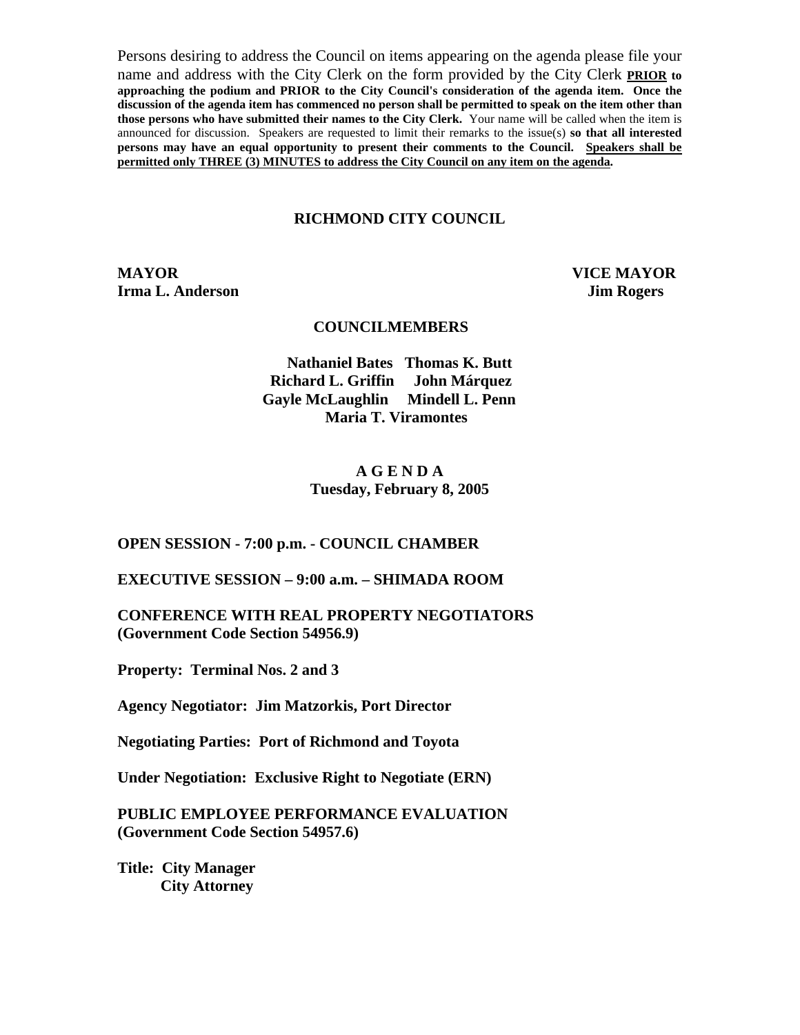Persons desiring to address the Council on items appearing on the agenda please file your name and address with the City Clerk on the form provided by the City Clerk **PRIOR to approaching the podium and PRIOR to the City Council's consideration of the agenda item. Once the discussion of the agenda item has commenced no person shall be permitted to speak on the item other than those persons who have submitted their names to the City Clerk.** Your name will be called when the item is announced for discussion. Speakers are requested to limit their remarks to the issue(s) **so that all interested persons may have an equal opportunity to present their comments to the Council. Speakers shall be permitted only THREE (3) MINUTES to address the City Council on any item on the agenda.**

# RICHMOND CITY COUNCIL

**MAYOR**
**Irma L. Anderson**

**VICE MAYOR**
**Jim Rogers**

## COUNCILMEMBERS

**Nathaniel Bates** **Thomas K. Butt**
**Richard L. Griffin** **John Márquez**
**Gayle McLaughlin** **Mindell L. Penn**
**Maria T. Viramontes**

## A G E N D A
**Tuesday, February 8, 2005**

**OPEN SESSION - 7:00 p.m. - COUNCIL CHAMBER**

**EXECUTIVE SESSION – 9:00 a.m. – SHIMADA ROOM**

**CONFERENCE WITH REAL PROPERTY NEGOTIATORS (Government Code Section 54956.9)**

**Property: Terminal Nos. 2 and 3**

**Agency Negotiator: Jim Matzorkis, Port Director**

**Negotiating Parties: Port of Richmond and Toyota**

**Under Negotiation: Exclusive Right to Negotiate (ERN)**

**PUBLIC EMPLOYEE PERFORMANCE EVALUATION (Government Code Section 54957.6)**

**Title: City Manager**
**City Attorney**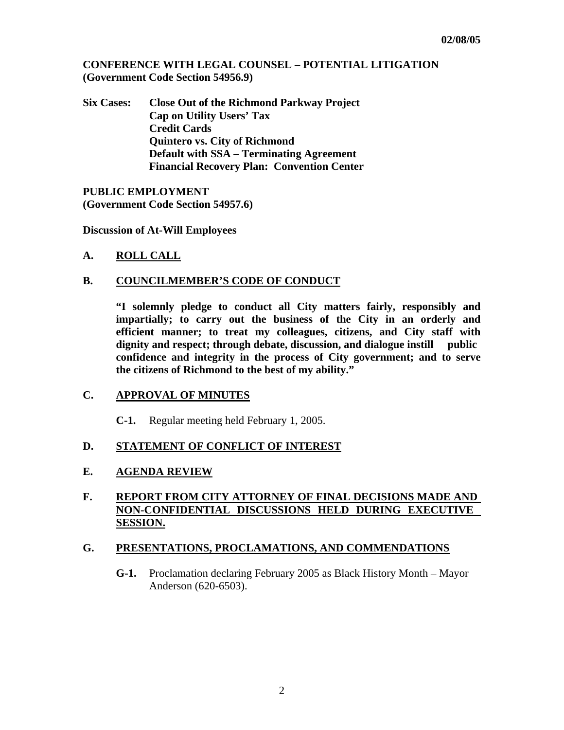**02/08/05**

**CONFERENCE WITH LEGAL COUNSEL – POTENTIAL LITIGATION**
**(Government Code Section 54956.9)**

**Six Cases:** **Close Out of the Richmond Parkway Project**
**Cap on Utility Users' Tax**
**Credit Cards**
**Quintero vs. City of Richmond**
**Default with SSA – Terminating Agreement**
**Financial Recovery Plan: Convention Center**

**PUBLIC EMPLOYMENT**
**(Government Code Section 54957.6)**

**Discussion of At-Will Employees**

## A. ROLL CALL

## B. COUNCILMEMBER'S CODE OF CONDUCT

**"I solemnly pledge to conduct all City matters fairly, responsibly and impartially; to carry out the business of the City in an orderly and efficient manner; to treat my colleagues, citizens, and City staff with dignity and respect; through debate, discussion, and dialogue instill public confidence and integrity in the process of City government; and to serve the citizens of Richmond to the best of my ability."**

## C. APPROVAL OF MINUTES

**C-1.** Regular meeting held February 1, 2005.

## D. STATEMENT OF CONFLICT OF INTEREST

## E. AGENDA REVIEW

## F. REPORT FROM CITY ATTORNEY OF FINAL DECISIONS MADE AND NON-CONFIDENTIAL DISCUSSIONS HELD DURING EXECUTIVE SESSION.

## G. PRESENTATIONS, PROCLAMATIONS, AND COMMENDATIONS

**G-1.** Proclamation declaring February 2005 as Black History Month – Mayor Anderson (620-6503).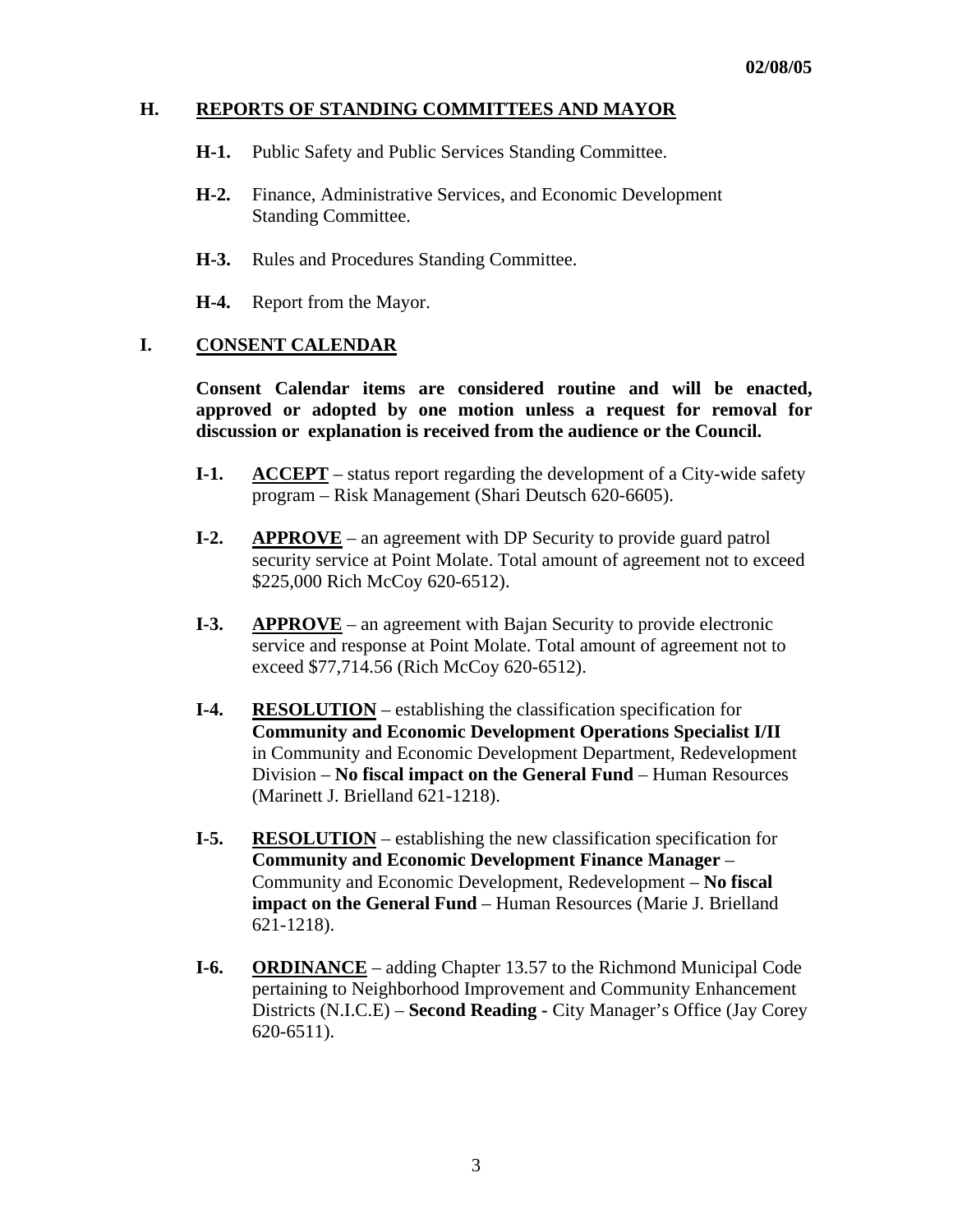02/08/05

## H. REPORTS OF STANDING COMMITTEES AND MAYOR

**H-1.** Public Safety and Public Services Standing Committee.

**H-2.** Finance, Administrative Services, and Economic Development Standing Committee.

**H-3.** Rules and Procedures Standing Committee.

**H-4.** Report from the Mayor.

## I. CONSENT CALENDAR

**Consent Calendar items are considered routine and will be enacted, approved or adopted by one motion unless a request for removal for discussion or explanation is received from the audience or the Council.**

**I-1.** **ACCEPT** – status report regarding the development of a City-wide safety program – Risk Management (Shari Deutsch 620-6605).

**I-2.** **APPROVE** – an agreement with DP Security to provide guard patrol security service at Point Molate. Total amount of agreement not to exceed $225,000 Rich McCoy 620-6512).

**I-3.** **APPROVE** – an agreement with Bajan Security to provide electronic service and response at Point Molate. Total amount of agreement not to exceed $77,714.56 (Rich McCoy 620-6512).

**I-4.** **RESOLUTION** – establishing the classification specification for **Community and Economic Development Operations Specialist I/II** in Community and Economic Development Department, Redevelopment Division – **No fiscal impact on the General Fund** – Human Resources (Marinett J. Brielland 621-1218).

**I-5.** **RESOLUTION** – establishing the new classification specification for **Community and Economic Development Finance Manager** – Community and Economic Development, Redevelopment – **No fiscal impact on the General Fund** – Human Resources (Marie J. Brielland 621-1218).

**I-6.** **ORDINANCE** – adding Chapter 13.57 to the Richmond Municipal Code pertaining to Neighborhood Improvement and Community Enhancement Districts (N.I.C.E) – **Second Reading -** City Manager's Office (Jay Corey 620-6511).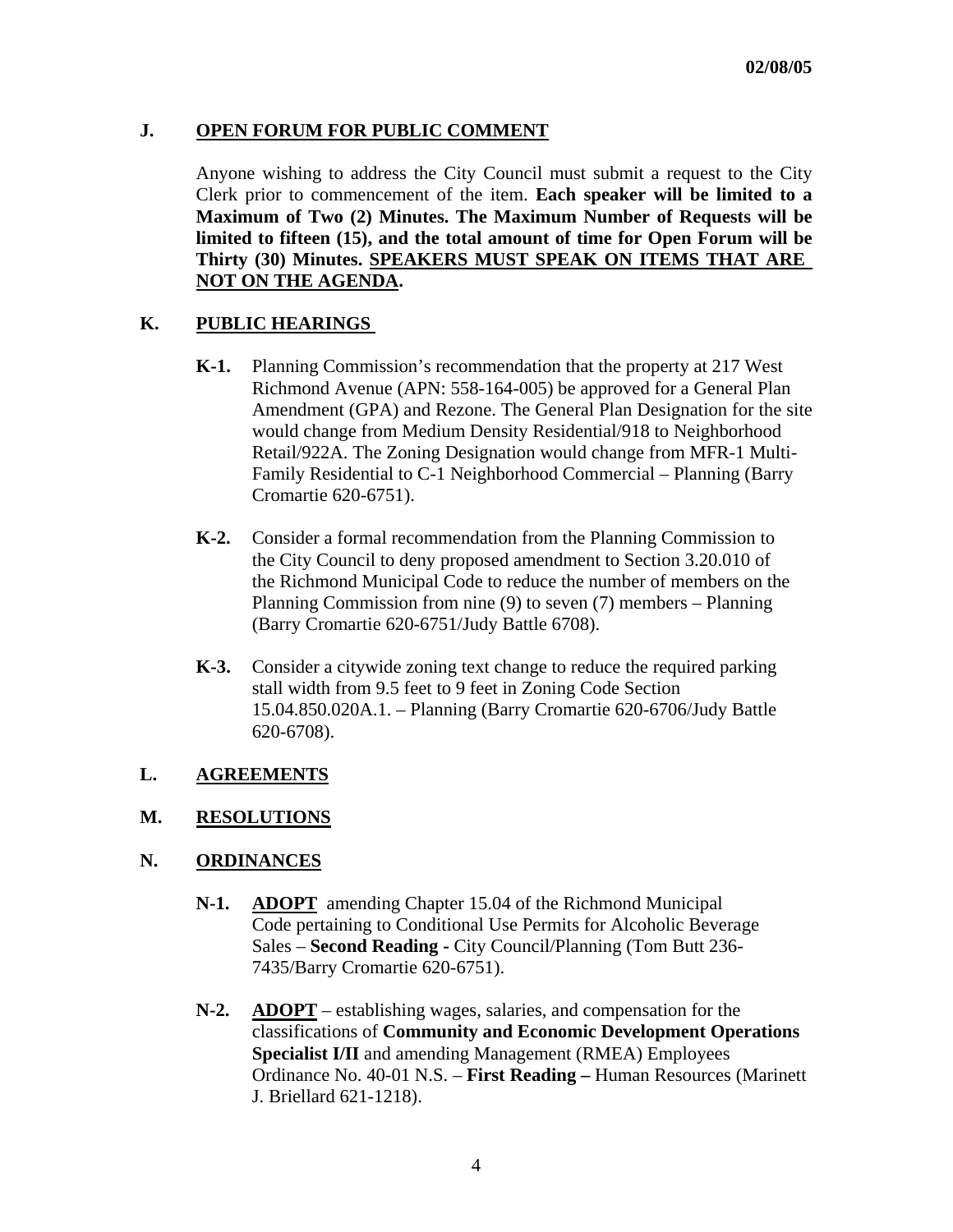## J. OPEN FORUM FOR PUBLIC COMMENT

Anyone wishing to address the City Council must submit a request to the City Clerk prior to commencement of the item. **Each speaker will be limited to a Maximum of Two (2) Minutes. The Maximum Number of Requests will be limited to fifteen (15), and the total amount of time for Open Forum will be Thirty (30) Minutes. SPEAKERS MUST SPEAK ON ITEMS THAT ARE NOT ON THE AGENDA.**

## K. PUBLIC HEARINGS

**K-1.** Planning Commission's recommendation that the property at 217 West Richmond Avenue (APN: 558-164-005) be approved for a General Plan Amendment (GPA) and Rezone. The General Plan Designation for the site would change from Medium Density Residential/918 to Neighborhood Retail/922A. The Zoning Designation would change from MFR-1 Multi-Family Residential to C-1 Neighborhood Commercial – Planning (Barry Cromartie 620-6751).

**K-2.** Consider a formal recommendation from the Planning Commission to the City Council to deny proposed amendment to Section 3.20.010 of the Richmond Municipal Code to reduce the number of members on the Planning Commission from nine (9) to seven (7) members – Planning (Barry Cromartie 620-6751/Judy Battle 6708).

**K-3.** Consider a citywide zoning text change to reduce the required parking stall width from 9.5 feet to 9 feet in Zoning Code Section 15.04.850.020A.1. – Planning (Barry Cromartie 620-6706/Judy Battle 620-6708).

## L. AGREEMENTS

## M. RESOLUTIONS

## N. ORDINANCES

**N-1.** **ADOPT** amending Chapter 15.04 of the Richmond Municipal Code pertaining to Conditional Use Permits for Alcoholic Beverage Sales – **Second Reading -** City Council/Planning (Tom Butt 236-7435/Barry Cromartie 620-6751).

**N-2.** **ADOPT** – establishing wages, salaries, and compensation for the classifications of **Community and Economic Development Operations Specialist I/II** and amending Management (RMEA) Employees Ordinance No. 40-01 N.S. – **First Reading –** Human Resources (Marinett J. Briellard 621-1218).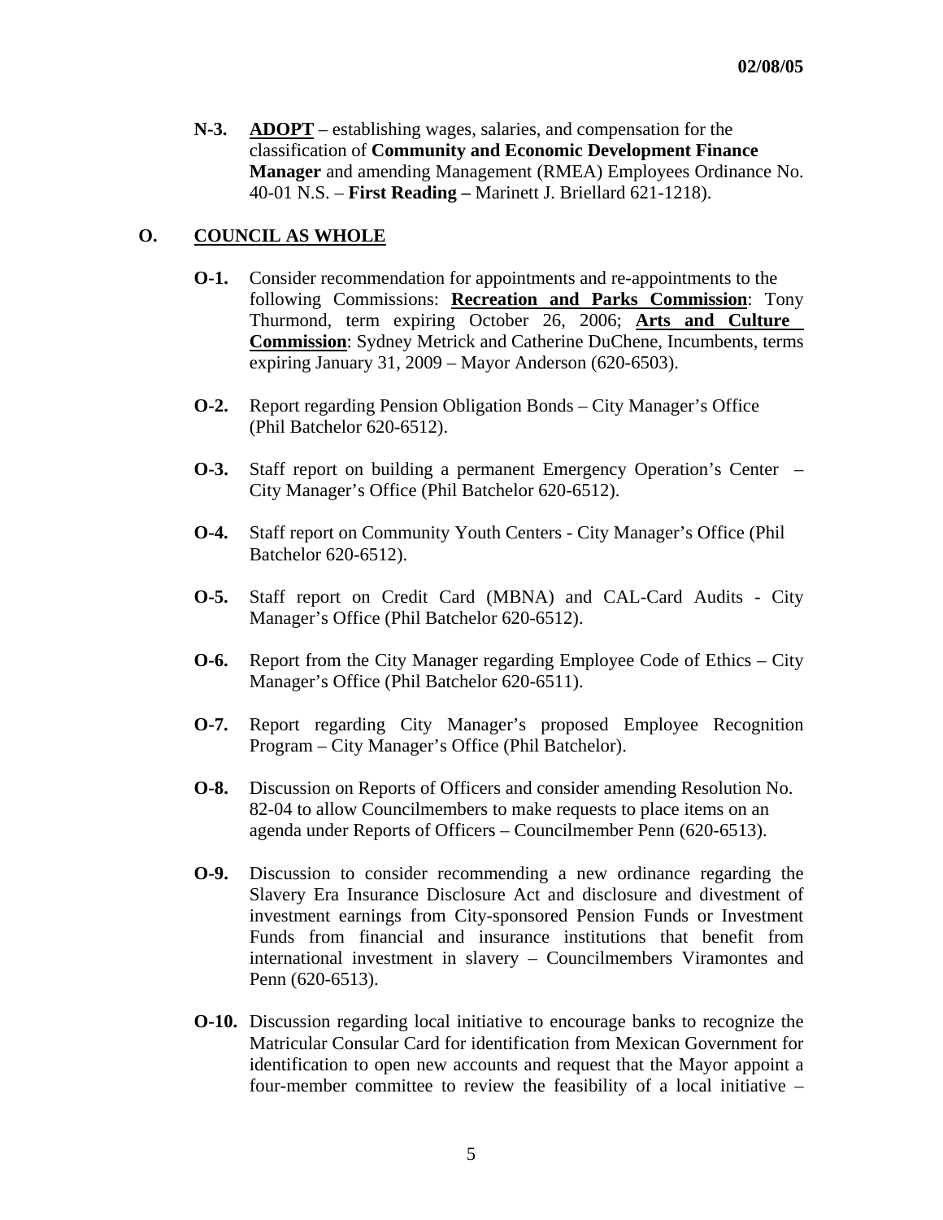**N-3.** **ADOPT** – establishing wages, salaries, and compensation for the classification of **Community and Economic Development Finance Manager** and amending Management (RMEA) Employees Ordinance No. 40-01 N.S. – **First Reading –** Marinett J. Briellard 621-1218).

## O. COUNCIL AS WHOLE

**O-1.** Consider recommendation for appointments and re-appointments to the following Commissions: **Recreation and Parks Commission**: Tony Thurmond, term expiring October 26, 2006; **Arts and Culture Commission**: Sydney Metrick and Catherine DuChene, Incumbents, terms expiring January 31, 2009 – Mayor Anderson (620-6503).

**O-2.** Report regarding Pension Obligation Bonds – City Manager's Office (Phil Batchelor 620-6512).

**O-3.** Staff report on building a permanent Emergency Operation's Center – City Manager's Office (Phil Batchelor 620-6512).

**O-4.** Staff report on Community Youth Centers - City Manager's Office (Phil Batchelor 620-6512).

**O-5.** Staff report on Credit Card (MBNA) and CAL-Card Audits - City Manager's Office (Phil Batchelor 620-6512).

**O-6.** Report from the City Manager regarding Employee Code of Ethics – City Manager's Office (Phil Batchelor 620-6511).

**O-7.** Report regarding City Manager's proposed Employee Recognition Program – City Manager's Office (Phil Batchelor).

**O-8.** Discussion on Reports of Officers and consider amending Resolution No. 82-04 to allow Councilmembers to make requests to place items on an agenda under Reports of Officers – Councilmember Penn (620-6513).

**O-9.** Discussion to consider recommending a new ordinance regarding the Slavery Era Insurance Disclosure Act and disclosure and divestment of investment earnings from City-sponsored Pension Funds or Investment Funds from financial and insurance institutions that benefit from international investment in slavery – Councilmembers Viramontes and Penn (620-6513).

**O-10.** Discussion regarding local initiative to encourage banks to recognize the Matricular Consular Card for identification from Mexican Government for identification to open new accounts and request that the Mayor appoint a four-member committee to review the feasibility of a local initiative –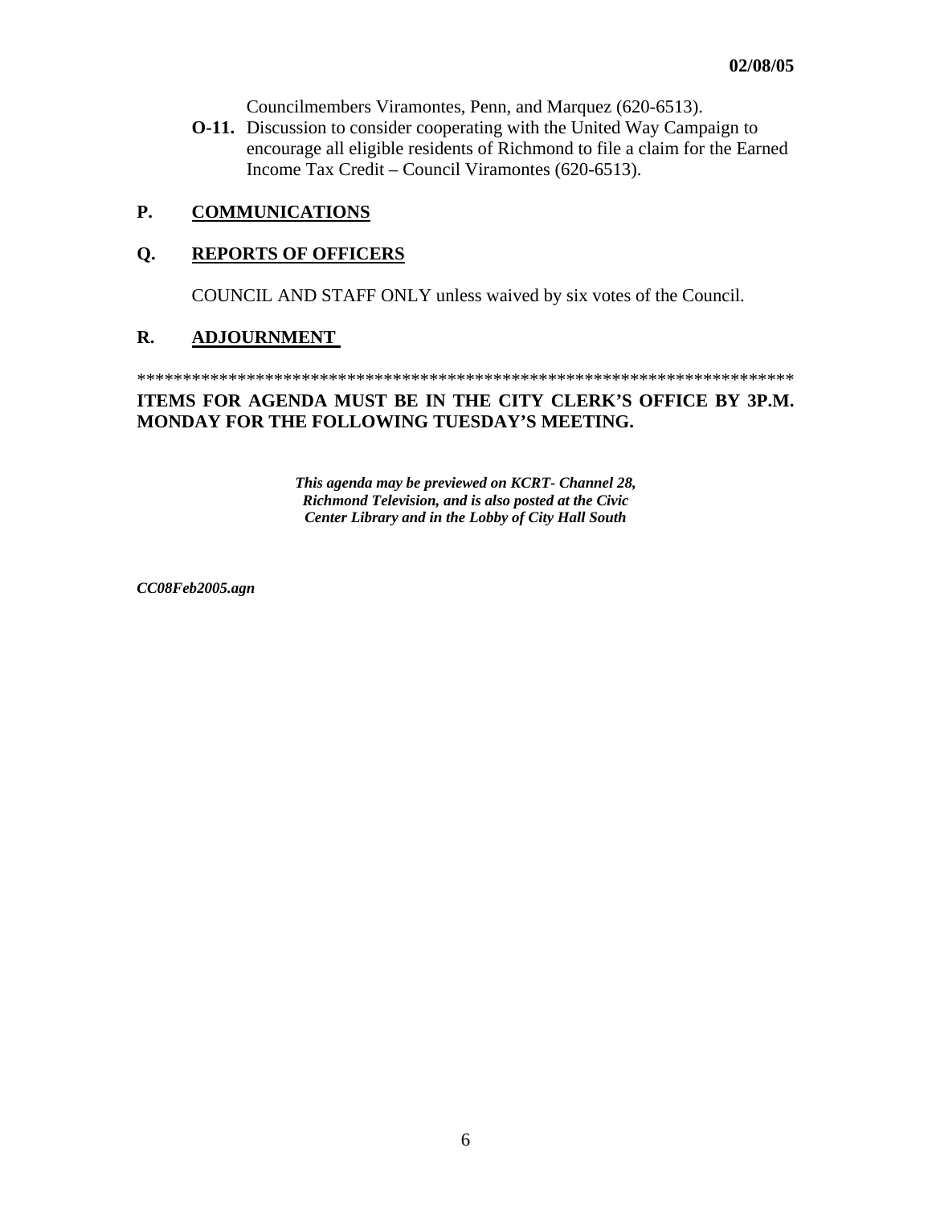Councilmembers Viramontes, Penn, and Marquez (620-6513).

**O-11.** Discussion to consider cooperating with the United Way Campaign to encourage all eligible residents of Richmond to file a claim for the Earned Income Tax Credit – Council Viramontes (620-6513).

## P. COMMUNICATIONS

## Q. REPORTS OF OFFICERS

COUNCIL AND STAFF ONLY unless waived by six votes of the Council.

## R. ADJOURNMENT

************************************************************************

**ITEMS FOR AGENDA MUST BE IN THE CITY CLERK'S OFFICE BY 3P.M. MONDAY FOR THE FOLLOWING TUESDAY'S MEETING.**

***This agenda may be previewed on KCRT- Channel 28, Richmond Television, and is also posted at the Civic Center Library and in the Lobby of City Hall South***

***CC08Feb2005.agn***